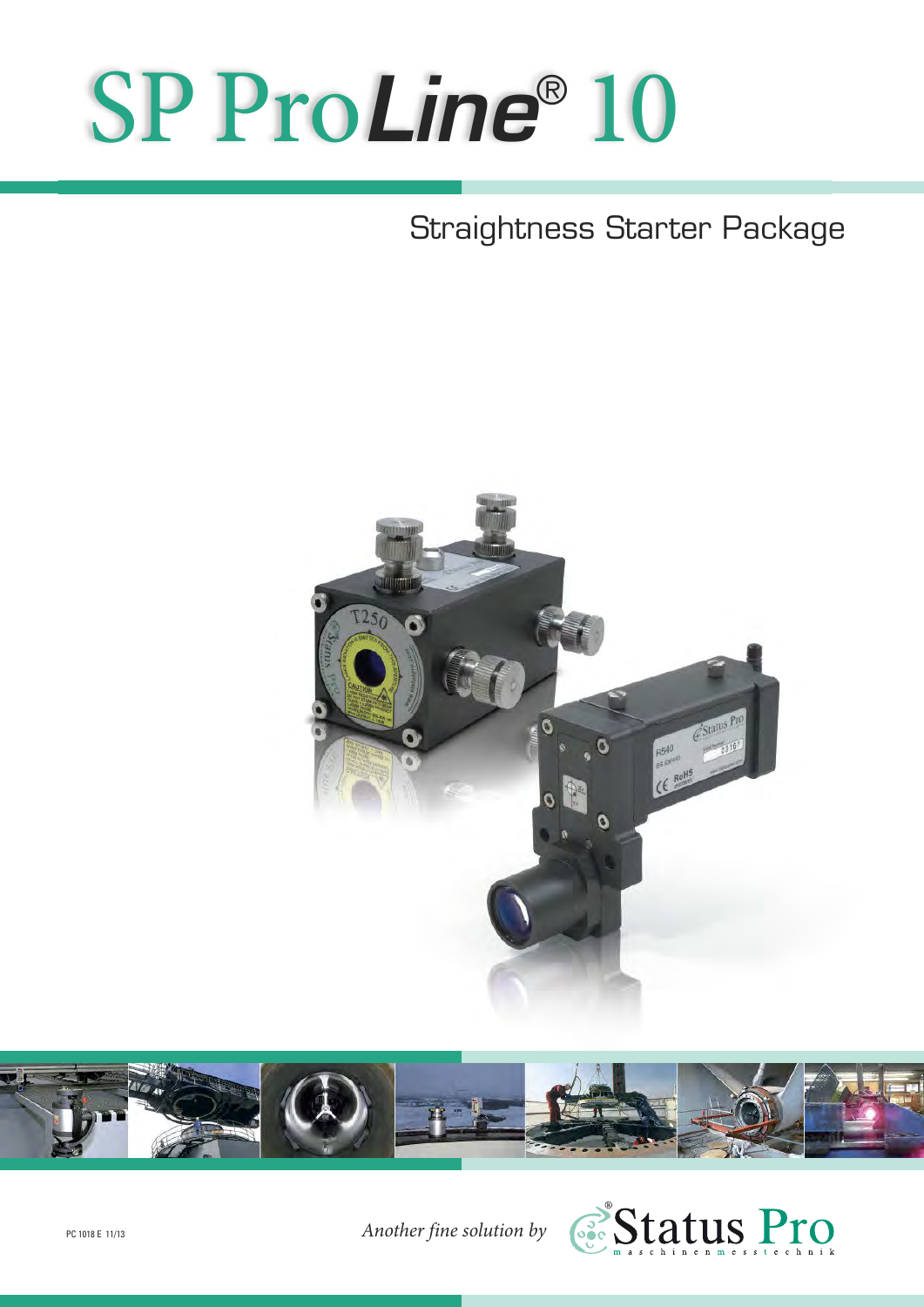# SP ProLine® 10

## Straightness Starter Package

PC 1018 E 11/13

*Another fine solution by* Status Pro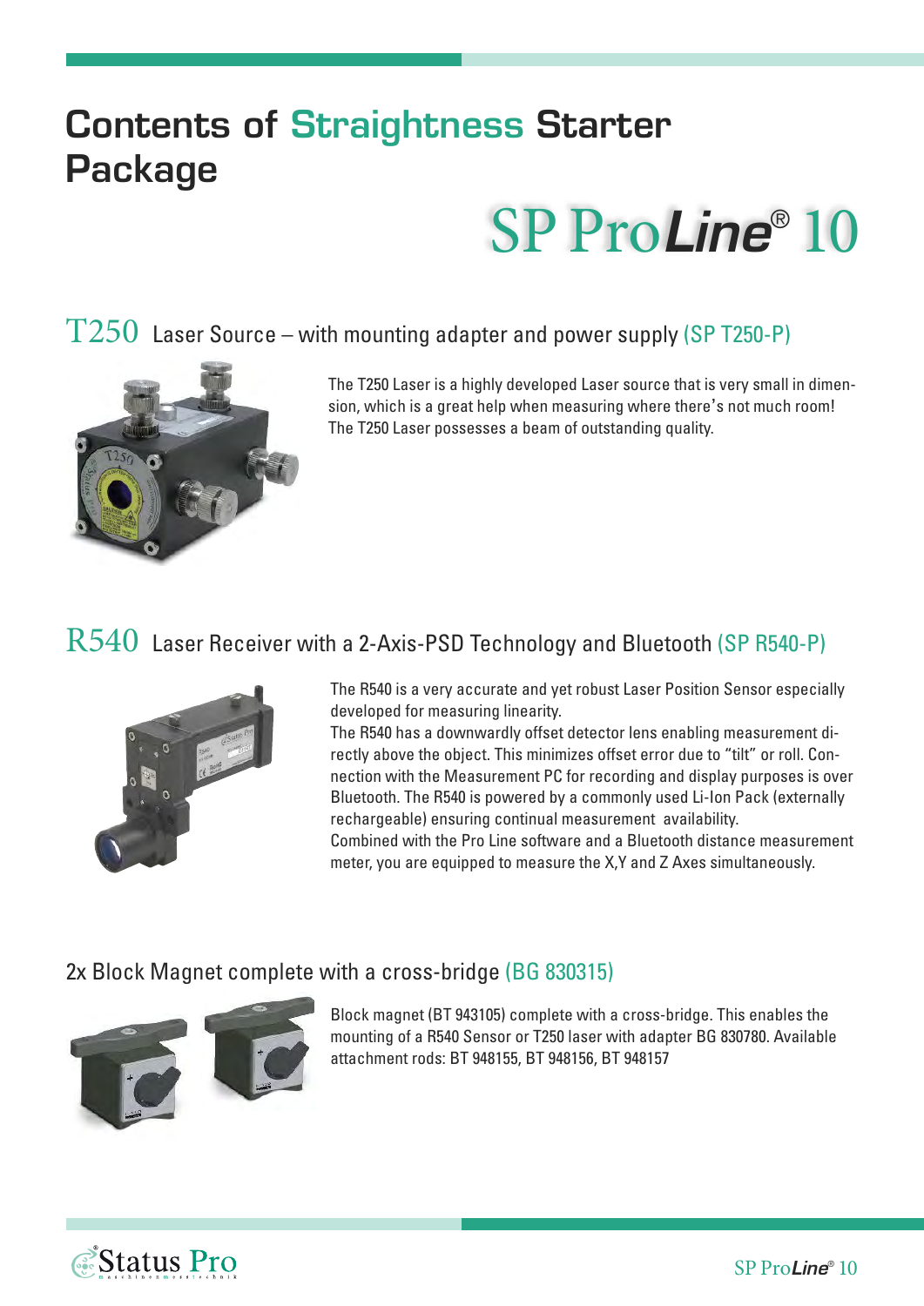# Contents of Straightness Starter Package

## SP ProLine® 10

### T250 Laser Source – with mounting adapter and power supply (SP T250-P)

The T250 Laser is a highly developed Laser source that is very small in dimension, which is a great help when measuring where there's not much room! The T250 Laser possesses a beam of outstanding quality.

### R540 Laser Receiver with a 2-Axis-PSD Technology and Bluetooth (SP R540-P)

The R540 is a very accurate and yet robust Laser Position Sensor especially developed for measuring linearity.
The R540 has a downwardly offset detector lens enabling measurement directly above the object. This minimizes offset error due to "tilt" or roll. Connection with the Measurement PC for recording and display purposes is over Bluetooth. The R540 is powered by a commonly used Li-Ion Pack (externally rechargeable) ensuring continual measurement availability.
Combined with the Pro Line software and a Bluetooth distance measurement meter, you are equipped to measure the X,Y and Z Axes simultaneously.

### 2x Block Magnet complete with a cross-bridge (BG 830315)

Block magnet (BT 943105) complete with a cross-bridge. This enables the mounting of a R540 Sensor or T250 laser with adapter BG 830780. Available attachment rods: BT 948155, BT 948156, BT 948157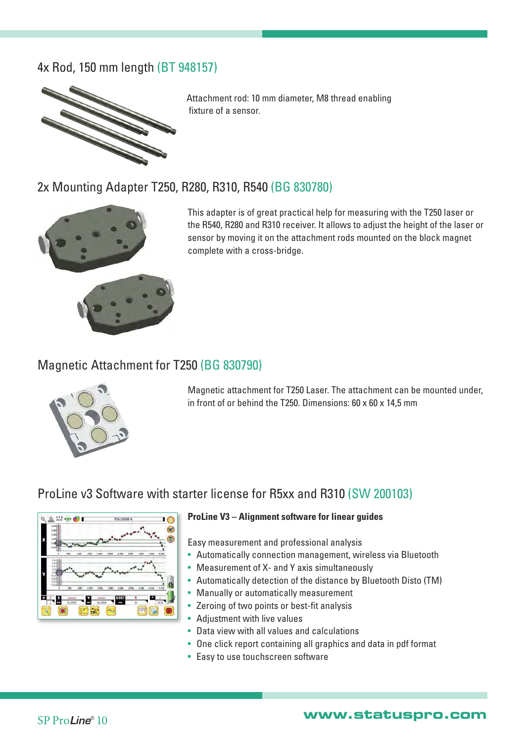## 4x Rod, 150 mm length (BT 948157)

Attachment rod: 10 mm diameter, M8 thread enabling fixture of a sensor.

## 2x Mounting Adapter T250, R280, R310, R540 (BG 830780)

This adapter is of great practical help for measuring with the T250 laser or the R540, R280 and R310 receiver. It allows to adjust the height of the laser or sensor by moving it on the attachment rods mounted on the block magnet complete with a cross-bridge.

## Magnetic Attachment for T250 (BG 830790)

Magnetic attachment for T250 Laser. The attachment can be mounted under, in front of or behind the T250. Dimensions: 60 x 60 x 14,5 mm

## ProLine v3 Software with starter license for R5xx and R310 (SW 200103)

**ProLine V3 – Alignment software for linear guides**

Easy measurement and professional analysis

- Automatically connection management, wireless via Bluetooth
- Measurement of X- and Y axis simultaneously
- Automatically detection of the distance by Bluetooth Disto (TM)
- Manually or automatically measurement
- Zeroing of two points or best-fit analysis
- Adjustment with live values
- Data view with all values and calculations
- One click report containing all graphics and data in pdf format
- Easy to use touchscreen software

www.statuspro.com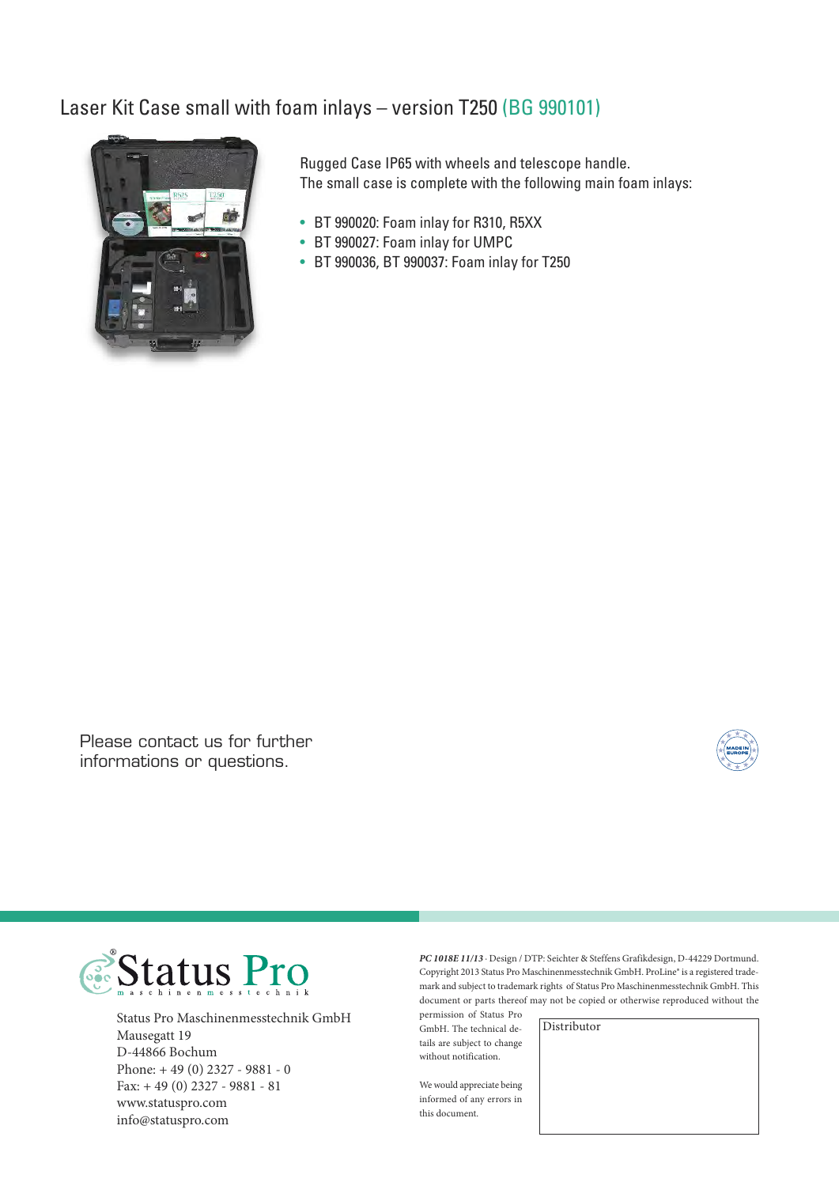## Laser Kit Case small with foam inlays – version T250 (BG 990101)

Rugged Case IP65 with wheels and telescope handle.
The small case is complete with the following main foam inlays:

- BT 990020: Foam inlay for R310, R5XX
- BT 990027: Foam inlay for UMPC
- BT 990036, BT 990037: Foam inlay for T250

Please contact us for further informations or questions.

Status Pro Maschinenmesstechnik GmbH
Mausegatt 19
D-44866 Bochum
Phone: + 49 (0) 2327 - 9881 - 0
Fax: + 49 (0) 2327 - 9881 - 81
www.statuspro.com
info@statuspro.com

***PC 1018E 11/13*** · Design / DTP: Seichter & Steffens Grafikdesign, D-44229 Dortmund. Copyright 2013 Status Pro Maschinenmesstechnik GmbH. ProLine® is a registered trademark and subject to trademark rights of Status Pro Maschinenmesstechnik GmbH. This document or parts thereof may not be copied or otherwise reproduced without the permission of Status Pro GmbH. The technical details are subject to change without notification.

We would appreciate being informed of any errors in this document.

Distributor